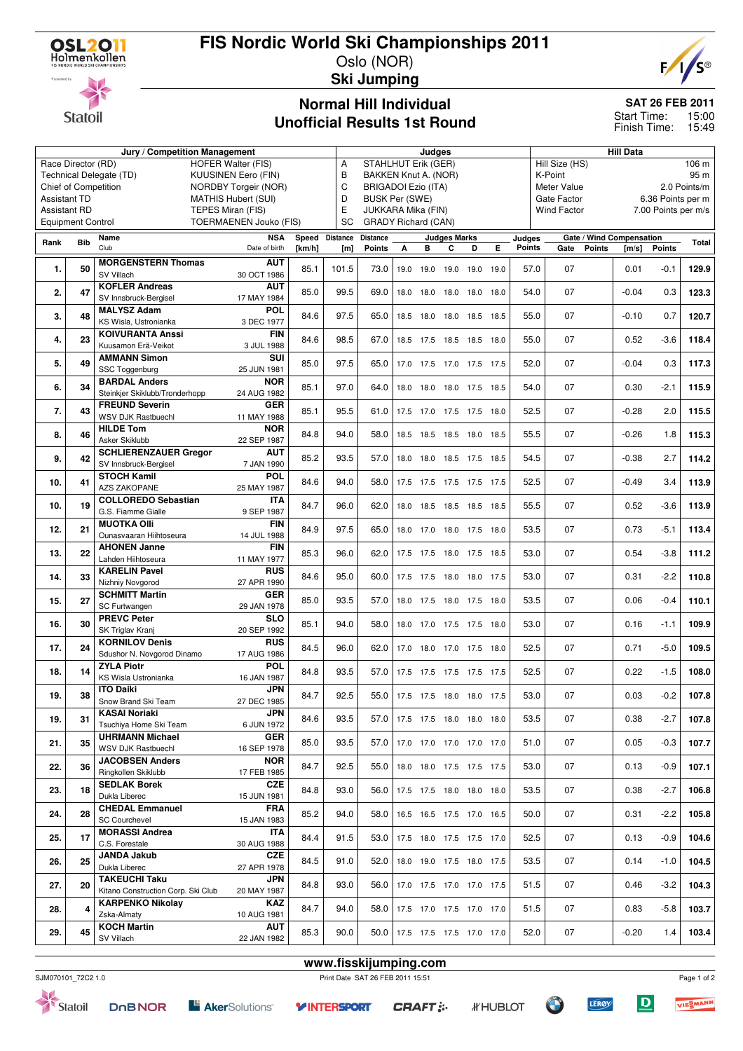# FIS Nordic World Ski Championships 2011

Oslo (NOR)

**Ski Jumping**

## Normal Hill Individual
## Unofficial Results 1st Round

**SAT 26 FEB 2011**
Start Time: 15:00
Finish Time: 15:49

| Jury / Competition Management | | Judges | | Hill Data | |
|---|---|---|---|---|---|
| Race Director (RD) | HOFER Walter (FIS) | A | STAHLHUT Erik (GER) | Hill Size (HS) | 106 m |
| Technical Delegate (TD) | KUUSINEN Eero (FIN) | B | BAKKEN Knut A. (NOR) | K-Point | 95 m |
| Chief of Competition | NORDBY Torgeir (NOR) | C | BRIGADOI Ezio (ITA) | Meter Value | 2.0 Points/m |
| Assistant TD | MATHIS Hubert (SUI) | D | BUSK Per (SWE) | Gate Factor | 6.36 Points per m |
| Assistant RD | TEPES Miran (FIS) | E | JUKKARA Mika (FIN) | Wind Factor | 7.00 Points per m/s |
| Equipment Control | TOERMAENEN Jouko (FIS) | SC | GRADY Richard (CAN) | | |

| Rank | Bib | Name / Club | NSA / Date of birth | Speed [km/h] | Distance [m] | Distance Points | A | B | C | D | E | Judges Points | Gate | Gate Points | Wind [m/s] | Wind Points | Total |
|---|---|---|---|---|---|---|---|---|---|---|---|---|---|---|---|---|---|
| 1. | 50 | **MORGENSTERN Thomas** SV Villach | **AUT** 30 OCT 1986 | 85.1 | 101.5 | 73.0 | 19.0 | 19.0 | 19.0 | 19.0 | 19.0 | 57.0 | 07 | | 0.01 | -0.1 | 129.9 |
| 2. | 47 | **KOFLER Andreas** SV Innsbruck-Bergisel | **AUT** 17 MAY 1984 | 85.0 | 99.5 | 69.0 | 18.0 | 18.0 | 18.0 | 18.0 | 18.0 | 54.0 | 07 | | -0.04 | 0.3 | 123.3 |
| 3. | 48 | **MALYSZ Adam** KS Wisla, Ustronianka | **POL** 3 DEC 1977 | 84.6 | 97.5 | 65.0 | 18.5 | 18.0 | 18.0 | 18.5 | 18.5 | 55.0 | 07 | | -0.10 | 0.7 | 120.7 |
| 4. | 23 | **KOIVURANTA Anssi** Kuusamon Erä-Veikot | **FIN** 3 JUL 1988 | 84.6 | 98.5 | 67.0 | 18.5 | 17.5 | 18.5 | 18.5 | 18.0 | 55.0 | 07 | | 0.52 | -3.6 | 118.4 |
| 5. | 49 | **AMMANN Simon** SSC Toggenburg | **SUI** 25 JUN 1981 | 85.0 | 97.5 | 65.0 | 17.0 | 17.5 | 17.0 | 17.5 | 17.5 | 52.0 | 07 | | -0.04 | 0.3 | 117.3 |
| 6. | 34 | **BARDAL Anders** Steinkjer Skiklubb/Tronderhopp | **NOR** 24 AUG 1982 | 85.1 | 97.0 | 64.0 | 18.0 | 18.0 | 18.0 | 17.5 | 18.5 | 54.0 | 07 | | 0.30 | -2.1 | 115.9 |
| 7. | 43 | **FREUND Severin** WSV DJK Rastbuechl | **GER** 11 MAY 1988 | 85.1 | 95.5 | 61.0 | 17.5 | 17.0 | 17.5 | 17.5 | 18.0 | 52.5 | 07 | | -0.28 | 2.0 | 115.5 |
| 8. | 46 | **HILDE Tom** Asker Skiklubb | **NOR** 22 SEP 1987 | 84.8 | 94.0 | 58.0 | 18.5 | 18.5 | 18.5 | 18.0 | 18.5 | 55.5 | 07 | | -0.26 | 1.8 | 115.3 |
| 9. | 42 | **SCHLIERENZAUER Gregor** SV Innsbruck-Bergisel | **AUT** 7 JAN 1990 | 85.2 | 93.5 | 57.0 | 18.0 | 18.0 | 18.5 | 17.5 | 18.5 | 54.5 | 07 | | -0.38 | 2.7 | 114.2 |
| 10. | 41 | **STOCH Kamil** AZS ZAKOPANE | **POL** 25 MAY 1987 | 84.6 | 94.0 | 58.0 | 17.5 | 17.5 | 17.5 | 17.5 | 17.5 | 52.5 | 07 | | -0.49 | 3.4 | 113.9 |
| 10. | 19 | **COLLOREDO Sebastian** G.S. Fiamme Gialle | **ITA** 9 SEP 1987 | 84.7 | 96.0 | 62.0 | 18.0 | 18.5 | 18.5 | 18.5 | 18.5 | 55.5 | 07 | | 0.52 | -3.6 | 113.9 |
| 12. | 21 | **MUOTKA OIli** Ounasvaaran Hiihtoseura | **FIN** 14 JUL 1988 | 84.9 | 97.5 | 65.0 | 18.0 | 17.0 | 18.0 | 17.5 | 18.0 | 53.5 | 07 | | 0.73 | -5.1 | 113.4 |
| 13. | 22 | **AHONEN Janne** Lahden Hiihtoseura | **FIN** 11 MAY 1977 | 85.3 | 96.0 | 62.0 | 17.5 | 17.5 | 18.0 | 17.5 | 18.5 | 53.0 | 07 | | 0.54 | -3.8 | 111.2 |
| 14. | 33 | **KARELIN Pavel** Nizhniy Novgorod | **RUS** 27 APR 1990 | 84.6 | 95.0 | 60.0 | 17.5 | 17.5 | 18.0 | 18.0 | 17.5 | 53.0 | 07 | | 0.31 | -2.2 | 110.8 |
| 15. | 27 | **SCHMITT Martin** SC Furtwangen | **GER** 29 JAN 1978 | 85.0 | 93.5 | 57.0 | 18.0 | 17.5 | 18.0 | 17.5 | 18.0 | 53.5 | 07 | | 0.06 | -0.4 | 110.1 |
| 16. | 30 | **PREVC Peter** SK Triglav Kranj | **SLO** 20 SEP 1992 | 85.1 | 94.0 | 58.0 | 18.0 | 17.0 | 17.5 | 17.5 | 18.0 | 53.0 | 07 | | 0.16 | -1.1 | 109.9 |
| 17. | 24 | **KORNILOV Denis** Sdushor N. Novgorod Dinamo | **RUS** 17 AUG 1986 | 84.5 | 96.0 | 62.0 | 17.0 | 18.0 | 17.0 | 17.5 | 18.0 | 52.5 | 07 | | 0.71 | -5.0 | 109.5 |
| 18. | 14 | **ZYLA Piotr** KS Wisla Ustronianka | **POL** 16 JAN 1987 | 84.8 | 93.5 | 57.0 | 17.5 | 17.5 | 17.5 | 17.5 | 17.5 | 52.5 | 07 | | 0.22 | -1.5 | 108.0 |
| 19. | 38 | **ITO Daiki** Snow Brand Ski Team | **JPN** 27 DEC 1985 | 84.7 | 92.5 | 55.0 | 17.5 | 17.5 | 18.0 | 18.0 | 17.5 | 53.0 | 07 | | 0.03 | -0.2 | 107.8 |
| 19. | 31 | **KASAI Noriaki** Tsuchiya Home Ski Team | **JPN** 6 JUN 1972 | 84.6 | 93.5 | 57.0 | 17.5 | 17.5 | 18.0 | 18.0 | 18.0 | 53.5 | 07 | | 0.38 | -2.7 | 107.8 |
| 21. | 35 | **UHRMANN Michael** WSV DJK Rastbuechl | **GER** 16 SEP 1978 | 85.0 | 93.5 | 57.0 | 17.0 | 17.0 | 17.0 | 17.0 | 17.0 | 51.0 | 07 | | 0.05 | -0.3 | 107.7 |
| 22. | 36 | **JACOBSEN Anders** Ringkollen Skiklubb | **NOR** 17 FEB 1985 | 84.7 | 92.5 | 55.0 | 18.0 | 18.0 | 17.5 | 17.5 | 17.5 | 53.0 | 07 | | 0.13 | -0.9 | 107.1 |
| 23. | 18 | **SEDLAK Borek** Dukla Liberec | **CZE** 15 JUN 1981 | 84.8 | 93.0 | 56.0 | 17.5 | 17.5 | 18.0 | 18.0 | 18.0 | 53.5 | 07 | | 0.38 | -2.7 | 106.8 |
| 24. | 28 | **CHEDAL Emmanuel** SC Courchevel | **FRA** 15 JAN 1983 | 85.2 | 94.0 | 58.0 | 16.5 | 16.5 | 17.5 | 17.0 | 16.5 | 50.0 | 07 | | 0.31 | -2.2 | 105.8 |
| 25. | 17 | **MORASSI Andrea** C.S. Forestale | **ITA** 30 AUG 1988 | 84.4 | 91.5 | 53.0 | 17.5 | 18.0 | 17.5 | 17.5 | 17.0 | 52.5 | 07 | | 0.13 | -0.9 | 104.6 |
| 26. | 25 | **JANDA Jakub** Dukla Liberec | **CZE** 27 APR 1978 | 84.5 | 91.0 | 52.0 | 18.0 | 19.0 | 17.5 | 18.0 | 17.5 | 53.5 | 07 | | 0.14 | -1.0 | 104.5 |
| 27. | 20 | **TAKEUCHI Taku** Kitano Construction Corp. Ski Club | **JPN** 20 MAY 1987 | 84.8 | 93.0 | 56.0 | 17.0 | 17.5 | 17.0 | 17.0 | 17.5 | 51.5 | 07 | | 0.46 | -3.2 | 104.3 |
| 28. | 4 | **KARPENKO Nikolay** Zska-Almaty | **KAZ** 10 AUG 1981 | 84.7 | 94.0 | 58.0 | 17.5 | 17.0 | 17.5 | 17.0 | 17.0 | 51.5 | 07 | | 0.83 | -5.8 | 103.7 |
| 29. | 45 | **KOCH Martin** SV Villach | **AUT** 22 JAN 1982 | 85.3 | 90.0 | 50.0 | 17.5 | 17.5 | 17.5 | 17.0 | 17.0 | 52.0 | 07 | | -0.20 | 1.4 | 103.4 |

www.fisskijumping.com

SJM070101_72C2 1.0 — Print Date SAT 26 FEB 2011 15:51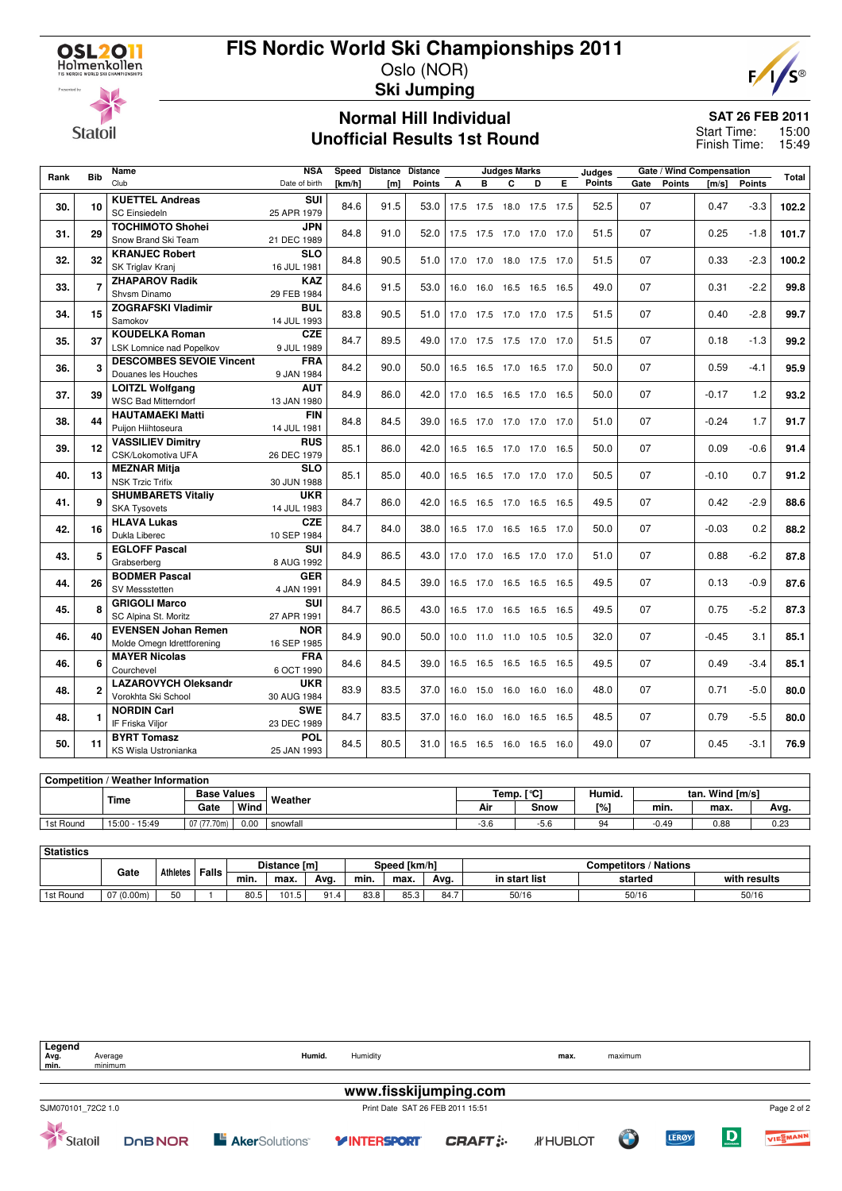# FIS Nordic World Ski Championships 2011

Oslo (NOR)

**Ski Jumping**

## Normal Hill Individual
## Unofficial Results 1st Round

**SAT 26 FEB 2011**
Start Time: 15:00
Finish Time: 15:49

| Rank | Bib | Name / Club | NSA / Date of birth | Speed [km/h] | Distance [m] | Distance Points | A | B | C | D | E | Judges Points | Gate | Gate Points | Wind [m/s] | Wind Points | Total |
|---|---|---|---|---|---|---|---|---|---|---|---|---|---|---|---|---|---|
| 30. | 10 | KUETTEL Andreas / SC Einsiedeln | SUI / 25 APR 1979 | 84.6 | 91.5 | 53.0 | 17.5 | 17.5 | 18.0 | 17.5 | 17.5 | 52.5 | 07 | | 0.47 | -3.3 | 102.2 |
| 31. | 29 | TOCHIMOTO Shohei / Snow Brand Ski Team | JPN / 21 DEC 1989 | 84.8 | 91.0 | 52.0 | 17.5 | 17.5 | 17.0 | 17.0 | 17.0 | 51.5 | 07 | | 0.25 | -1.8 | 101.7 |
| 32. | 32 | KRANJEC Robert / SK Triglav Kranj | SLO / 16 JUL 1981 | 84.8 | 90.5 | 51.0 | 17.0 | 17.0 | 18.0 | 17.5 | 17.0 | 51.5 | 07 | | 0.33 | -2.3 | 100.2 |
| 33. | 7 | ZHAPAROV Radik / Shvsm Dinamo | KAZ / 29 FEB 1984 | 84.6 | 91.5 | 53.0 | 16.0 | 16.0 | 16.5 | 16.5 | 16.5 | 49.0 | 07 | | 0.31 | -2.2 | 99.8 |
| 34. | 15 | ZOGRAFSKI Vladimir / Samokov | BUL / 14 JUL 1993 | 83.8 | 90.5 | 51.0 | 17.0 | 17.5 | 17.0 | 17.0 | 17.5 | 51.5 | 07 | | 0.40 | -2.8 | 99.7 |
| 35. | 37 | KOUDELKA Roman / LSK Lomnice nad Popelkov | CZE / 9 JUL 1989 | 84.7 | 89.5 | 49.0 | 17.0 | 17.5 | 17.5 | 17.0 | 17.0 | 51.5 | 07 | | 0.18 | -1.3 | 99.2 |
| 36. | 3 | DESCOMBES SEVOIE Vincent / Douanes les Houches | FRA / 9 JAN 1984 | 84.2 | 90.0 | 50.0 | 16.5 | 16.5 | 17.0 | 16.5 | 17.0 | 50.0 | 07 | | 0.59 | -4.1 | 95.9 |
| 37. | 39 | LOITZL Wolfgang / WSC Bad Mitterndorf | AUT / 13 JAN 1980 | 84.9 | 86.0 | 42.0 | 17.0 | 16.5 | 16.5 | 17.0 | 16.5 | 50.0 | 07 | | -0.17 | 1.2 | 93.2 |
| 38. | 44 | HAUTAMAEKI Matti / Puijon Hiihtoseura | FIN / 14 JUL 1981 | 84.8 | 84.5 | 39.0 | 16.5 | 17.0 | 17.0 | 17.0 | 17.0 | 51.0 | 07 | | -0.24 | 1.7 | 91.7 |
| 39. | 12 | VASSILIEV Dimitry / CSK/Lokomotiva UFA | RUS / 26 DEC 1979 | 85.1 | 86.0 | 42.0 | 16.5 | 16.5 | 17.0 | 17.0 | 16.5 | 50.0 | 07 | | 0.09 | -0.6 | 91.4 |
| 40. | 13 | MEZNAR Mitja / NSK Trzic Trifix | SLO / 30 JUN 1988 | 85.1 | 85.0 | 40.0 | 16.5 | 16.5 | 17.0 | 17.0 | 17.0 | 50.5 | 07 | | -0.10 | 0.7 | 91.2 |
| 41. | 9 | SHUMBARETS Vitaliy / SKA Tysovets | UKR / 14 JUL 1983 | 84.7 | 86.0 | 42.0 | 16.5 | 16.5 | 17.0 | 16.5 | 16.5 | 49.5 | 07 | | 0.42 | -2.9 | 88.6 |
| 42. | 16 | HLAVA Lukas / Dukla Liberec | CZE / 10 SEP 1984 | 84.7 | 84.0 | 38.0 | 16.5 | 17.0 | 16.5 | 16.5 | 17.0 | 50.0 | 07 | | -0.03 | 0.2 | 88.2 |
| 43. | 5 | EGLOFF Pascal / Grabserberg | SUI / 8 AUG 1992 | 84.9 | 86.5 | 43.0 | 17.0 | 17.0 | 16.5 | 17.0 | 17.0 | 51.0 | 07 | | 0.88 | -6.2 | 87.8 |
| 44. | 26 | BODMER Pascal / SV Messstetten | GER / 4 JAN 1991 | 84.9 | 84.5 | 39.0 | 16.5 | 17.0 | 16.5 | 16.5 | 16.5 | 49.5 | 07 | | 0.13 | -0.9 | 87.6 |
| 45. | 8 | GRIGOLI Marco / SC Alpina St. Moritz | SUI / 27 APR 1991 | 84.7 | 86.5 | 43.0 | 16.5 | 17.0 | 16.5 | 16.5 | 16.5 | 49.5 | 07 | | 0.75 | -5.2 | 87.3 |
| 46. | 40 | EVENSEN Johan Remen / Molde Omegn Idrettforening | NOR / 16 SEP 1985 | 84.9 | 90.0 | 50.0 | 10.0 | 11.0 | 11.0 | 10.5 | 10.5 | 32.0 | 07 | | -0.45 | 3.1 | 85.1 |
| 46. | 6 | MAYER Nicolas / Courchevel | FRA / 6 OCT 1990 | 84.6 | 84.5 | 39.0 | 16.5 | 16.5 | 16.5 | 16.5 | 16.5 | 49.5 | 07 | | 0.49 | -3.4 | 85.1 |
| 48. | 2 | LAZAROVYCH Oleksandr / Vorokhta Ski School | UKR / 30 AUG 1984 | 83.9 | 83.5 | 37.0 | 16.0 | 15.0 | 16.0 | 16.0 | 16.0 | 48.0 | 07 | | 0.71 | -5.0 | 80.0 |
| 48. | 1 | NORDIN Carl / IF Friska Viljor | SWE / 23 DEC 1989 | 84.7 | 83.5 | 37.0 | 16.0 | 16.0 | 16.0 | 16.5 | 16.5 | 48.5 | 07 | | 0.79 | -5.5 | 80.0 |
| 50. | 11 | BIRT Tomasz / KS Wisla Ustronianka | POL / 25 JAN 1993 | 84.5 | 80.5 | 31.0 | 16.5 | 16.5 | 16.0 | 16.5 | 16.0 | 49.0 | 07 | | 0.45 | -3.1 | 76.9 |

### Competition / Weather Information

| | Time | Base Values Gate | Base Values Wind | Weather | Temp. [°C] Air | Temp. [°C] Snow | Humid. [%] | tan. Wind [m/s] min. | max. | Avg. |
|---|---|---|---|---|---|---|---|---|---|---|
| 1st Round | 15:00 - 15:49 | 07 (77.70m) | 0.00 | snowfall | -3.6 | -5.6 | 94 | -0.49 | 0.88 | 0.23 |

### Statistics

| | Gate | Athletes | Falls | Distance [m] min. | max. | Avg. | Speed [km/h] min. | max. | Avg. | Competitors / Nations in start list | started | with results |
|---|---|---|---|---|---|---|---|---|---|---|---|---|
| 1st Round | 07 (0.00m) | 50 | 1 | 80.5 | 101.5 | 91.4 | 83.8 | 85.3 | 84.7 | 50/16 | 50/16 | 50/16 |

**Legend**
Avg. Average
min. minimum
Humid. Humidity
max. maximum

www.fisskijumping.com

SJM070101_72C2 1.0 — Print Date SAT 26 FEB 2011 15:51